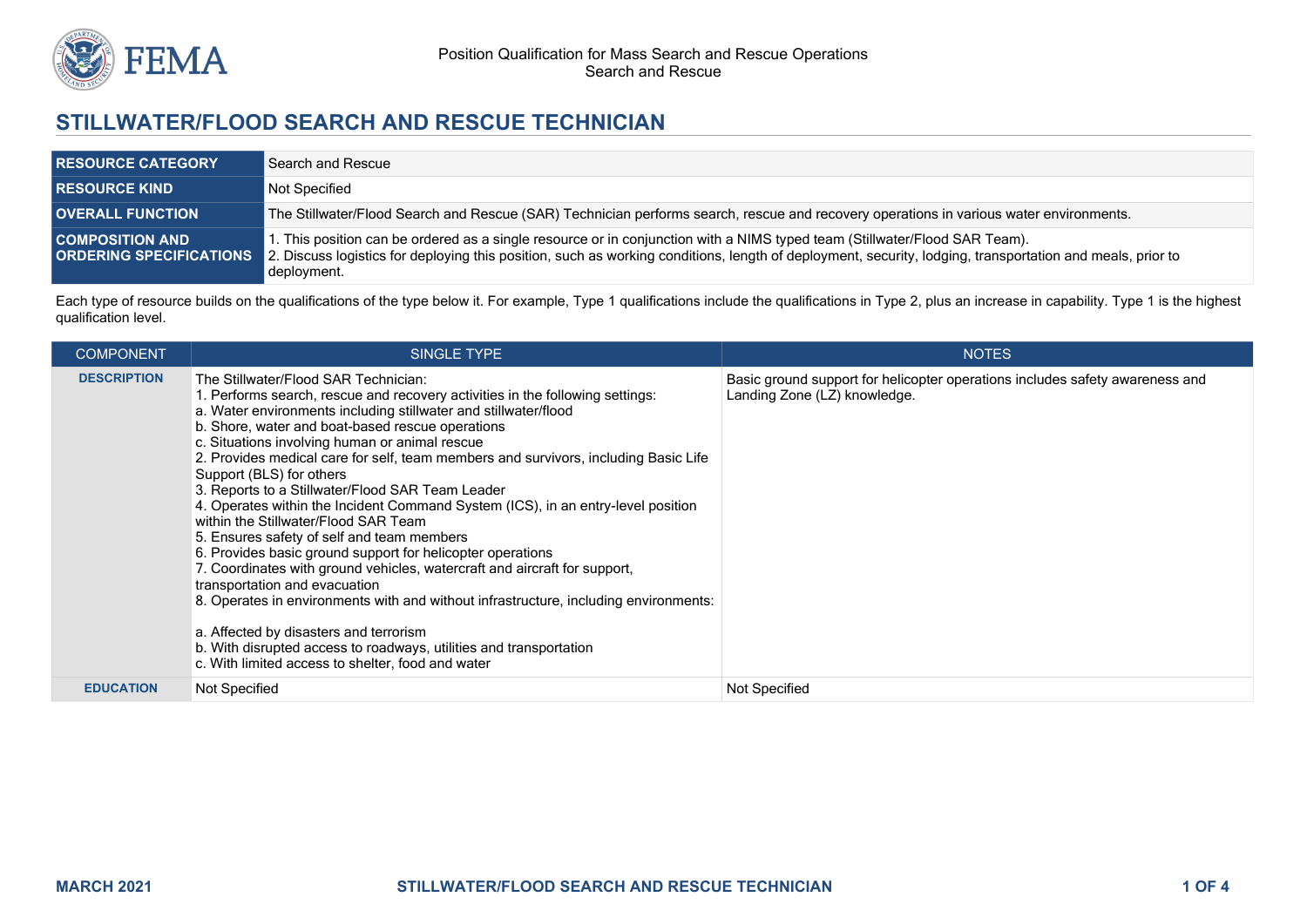Position Qualification for Mass Search and Rescue Operations
Search and Rescue

# STILLWATER/FLOOD SEARCH AND RESCUE TECHNICIAN

| | |
|---|---|
| **RESOURCE CATEGORY** | Search and Rescue |
| **RESOURCE KIND** | Not Specified |
| **OVERALL FUNCTION** | The Stillwater/Flood Search and Rescue (SAR) Technician performs search, rescue and recovery operations in various water environments. |
| **COMPOSITION AND ORDERING SPECIFICATIONS** | 1. This position can be ordered as a single resource or in conjunction with a NIMS typed team (Stillwater/Flood SAR Team).<br>2. Discuss logistics for deploying this position, such as working conditions, length of deployment, security, lodging, transportation and meals, prior to deployment. |

Each type of resource builds on the qualifications of the type below it. For example, Type 1 qualifications include the qualifications in Type 2, plus an increase in capability. Type 1 is the highest qualification level.

| COMPONENT | SINGLE TYPE | NOTES |
|---|---|---|
| **DESCRIPTION** | The Stillwater/Flood SAR Technician:<br>1. Performs search, rescue and recovery activities in the following settings:<br>a. Water environments including stillwater and stillwater/flood<br>b. Shore, water and boat-based rescue operations<br>c. Situations involving human or animal rescue<br>2. Provides medical care for self, team members and survivors, including Basic Life Support (BLS) for others<br>3. Reports to a Stillwater/Flood SAR Team Leader<br>4. Operates within the Incident Command System (ICS), in an entry-level position within the Stillwater/Flood SAR Team<br>5. Ensures safety of self and team members<br>6. Provides basic ground support for helicopter operations<br>7. Coordinates with ground vehicles, watercraft and aircraft for support, transportation and evacuation<br>8. Operates in environments with and without infrastructure, including environments:<br><br>a. Affected by disasters and terrorism<br>b. With disrupted access to roadways, utilities and transportation<br>c. With limited access to shelter, food and water | Basic ground support for helicopter operations includes safety awareness and Landing Zone (LZ) knowledge. |
| **EDUCATION** | Not Specified | Not Specified |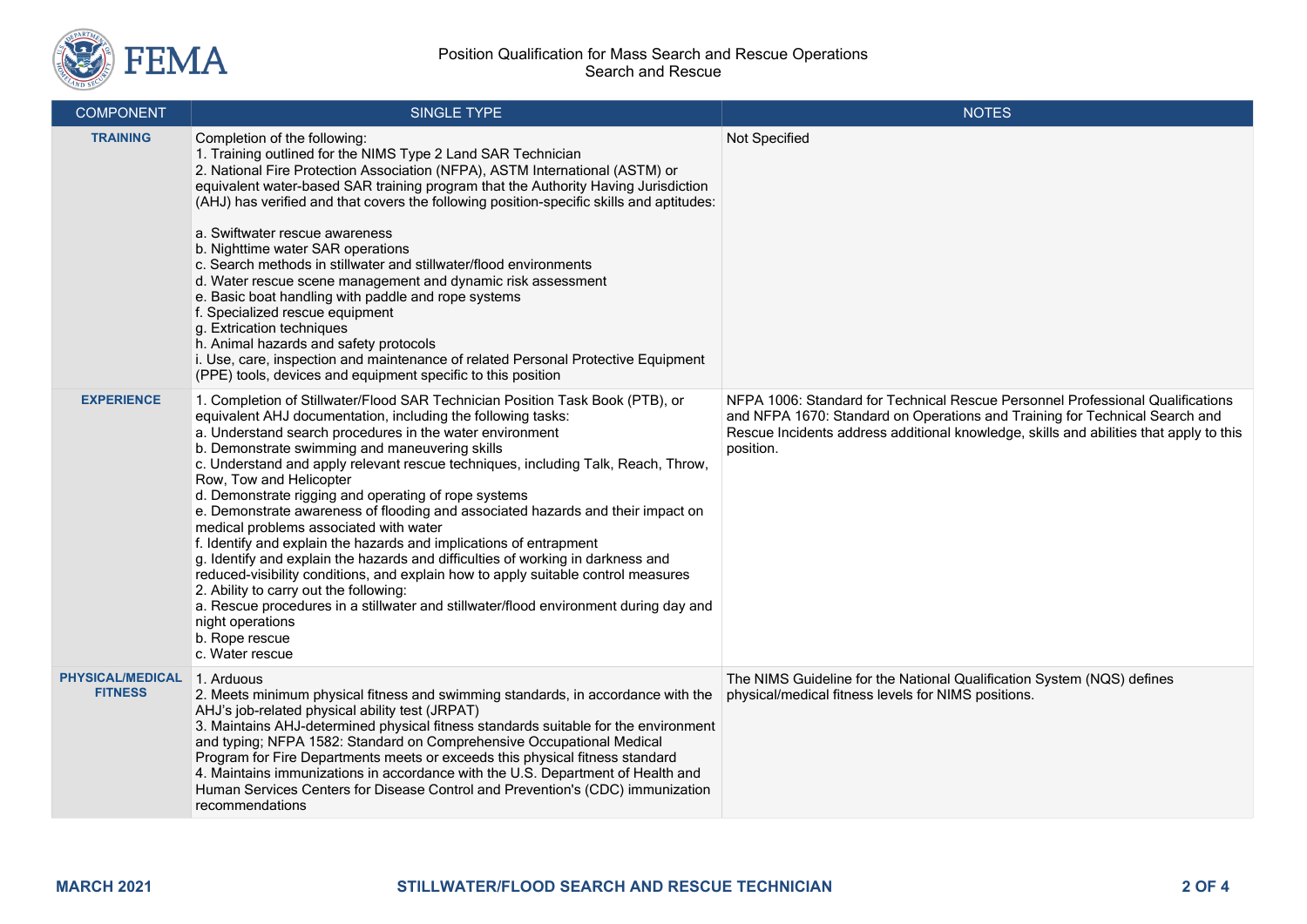| COMPONENT | SINGLE TYPE | NOTES |
|---|---|---|
| **TRAINING** | Completion of the following:<br>1. Training outlined for the NIMS Type 2 Land SAR Technician<br>2. National Fire Protection Association (NFPA), ASTM International (ASTM) or equivalent water-based SAR training program that the Authority Having Jurisdiction (AHJ) has verified and that covers the following position-specific skills and aptitudes:<br><br>a. Swiftwater rescue awareness<br>b. Nighttime water SAR operations<br>c. Search methods in stillwater and stillwater/flood environments<br>d. Water rescue scene management and dynamic risk assessment<br>e. Basic boat handling with paddle and rope systems<br>f. Specialized rescue equipment<br>g. Extrication techniques<br>h. Animal hazards and safety protocols<br>i. Use, care, inspection and maintenance of related Personal Protective Equipment (PPE) tools, devices and equipment specific to this position | Not Specified |
| **EXPERIENCE** | 1. Completion of Stillwater/Flood SAR Technician Position Task Book (PTB), or equivalent AHJ documentation, including the following tasks:<br>a. Understand search procedures in the water environment<br>b. Demonstrate swimming and maneuvering skills<br>c. Understand and apply relevant rescue techniques, including Talk, Reach, Throw, Row, Tow and Helicopter<br>d. Demonstrate rigging and operating of rope systems<br>e. Demonstrate awareness of flooding and associated hazards and their impact on medical problems associated with water<br>f. Identify and explain the hazards and implications of entrapment<br>g. Identify and explain the hazards and difficulties of working in darkness and reduced-visibility conditions, and explain how to apply suitable control measures<br>2. Ability to carry out the following:<br>a. Rescue procedures in a stillwater and stillwater/flood environment during day and night operations<br>b. Rope rescue<br>c. Water rescue | NFPA 1006: Standard for Technical Rescue Personnel Professional Qualifications and NFPA 1670: Standard on Operations and Training for Technical Search and Rescue Incidents address additional knowledge, skills and abilities that apply to this position. |
| **PHYSICAL/MEDICAL FITNESS** | 1. Arduous<br>2. Meets minimum physical fitness and swimming standards, in accordance with the AHJ's job-related physical ability test (JRPAT)<br>3. Maintains AHJ-determined physical fitness standards suitable for the environment and typing; NFPA 1582: Standard on Comprehensive Occupational Medical Program for Fire Departments meets or exceeds this physical fitness standard<br>4. Maintains immunizations in accordance with the U.S. Department of Health and Human Services Centers for Disease Control and Prevention's (CDC) immunization recommendations | The NIMS Guideline for the National Qualification System (NQS) defines physical/medical fitness levels for NIMS positions. |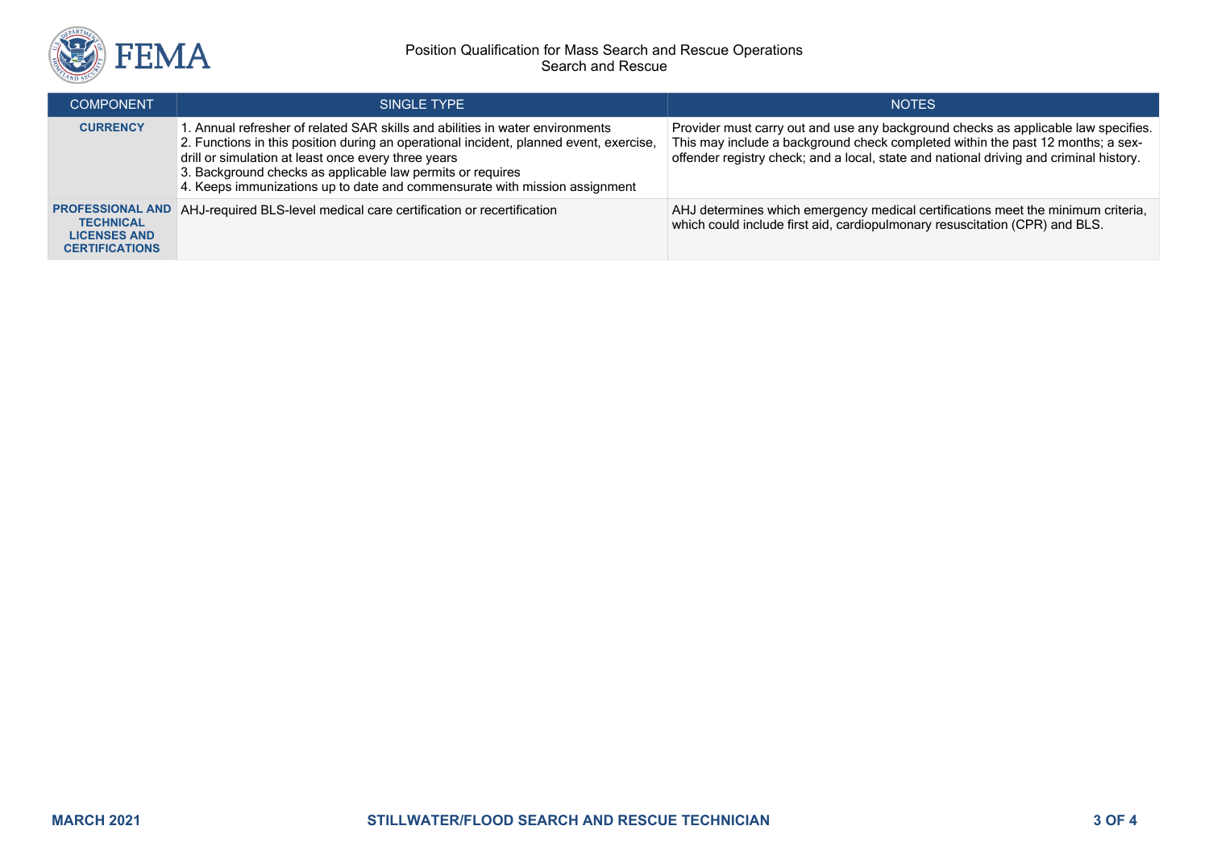| COMPONENT | SINGLE TYPE | NOTES |
|---|---|---|
| **CURRENCY** | 1. Annual refresher of related SAR skills and abilities in water environments<br>2. Functions in this position during an operational incident, planned event, exercise, drill or simulation at least once every three years<br>3. Background checks as applicable law permits or requires<br>4. Keeps immunizations up to date and commensurate with mission assignment | Provider must carry out and use any background checks as applicable law specifies. This may include a background check completed within the past 12 months; a sex-offender registry check; and a local, state and national driving and criminal history. |
| **PROFESSIONAL AND TECHNICAL LICENSES AND CERTIFICATIONS** | AHJ-required BLS-level medical care certification or recertification | AHJ determines which emergency medical certifications meet the minimum criteria, which could include first aid, cardiopulmonary resuscitation (CPR) and BLS. |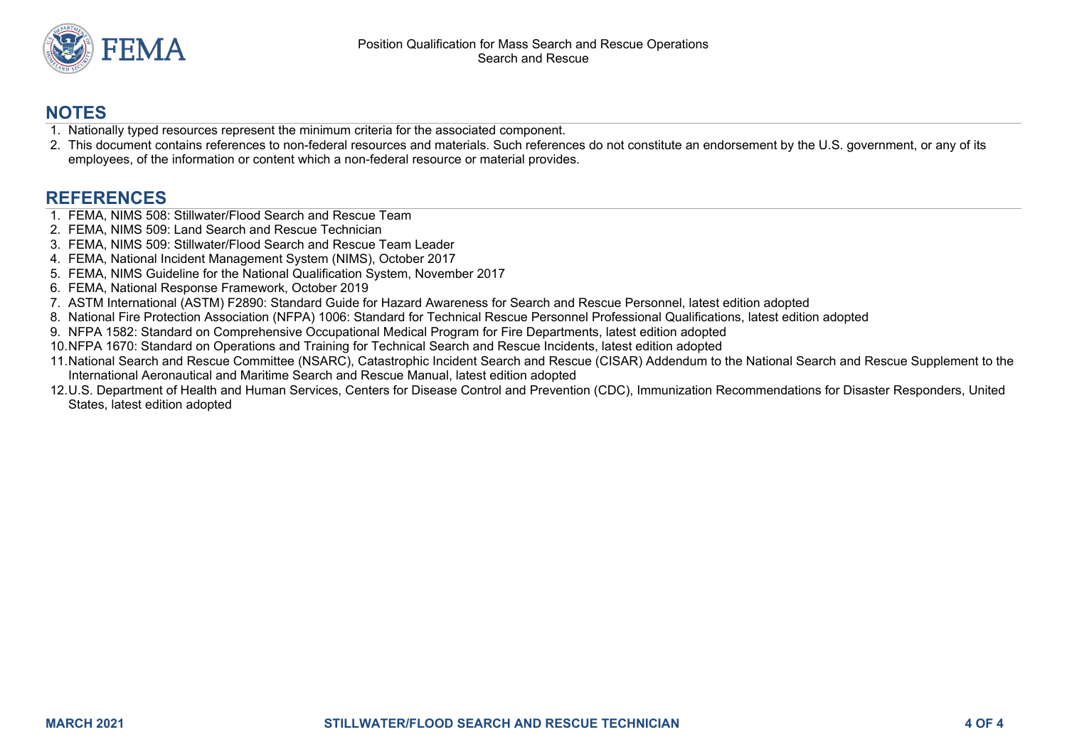## NOTES

1. Nationally typed resources represent the minimum criteria for the associated component.
2. This document contains references to non-federal resources and materials. Such references do not constitute an endorsement by the U.S. government, or any of its employees, of the information or content which a non-federal resource or material provides.

## REFERENCES

1. FEMA, NIMS 508: Stillwater/Flood Search and Rescue Team
2. FEMA, NIMS 509: Land Search and Rescue Technician
3. FEMA, NIMS 509: Stillwater/Flood Search and Rescue Team Leader
4. FEMA, National Incident Management System (NIMS), October 2017
5. FEMA, NIMS Guideline for the National Qualification System, November 2017
6. FEMA, National Response Framework, October 2019
7. ASTM International (ASTM) F2890: Standard Guide for Hazard Awareness for Search and Rescue Personnel, latest edition adopted
8. National Fire Protection Association (NFPA) 1006: Standard for Technical Rescue Personnel Professional Qualifications, latest edition adopted
9. NFPA 1582: Standard on Comprehensive Occupational Medical Program for Fire Departments, latest edition adopted
10. NFPA 1670: Standard on Operations and Training for Technical Search and Rescue Incidents, latest edition adopted
11. National Search and Rescue Committee (NSARC), Catastrophic Incident Search and Rescue (CISAR) Addendum to the National Search and Rescue Supplement to the International Aeronautical and Maritime Search and Rescue Manual, latest edition adopted
12. U.S. Department of Health and Human Services, Centers for Disease Control and Prevention (CDC), Immunization Recommendations for Disaster Responders, United States, latest edition adopted